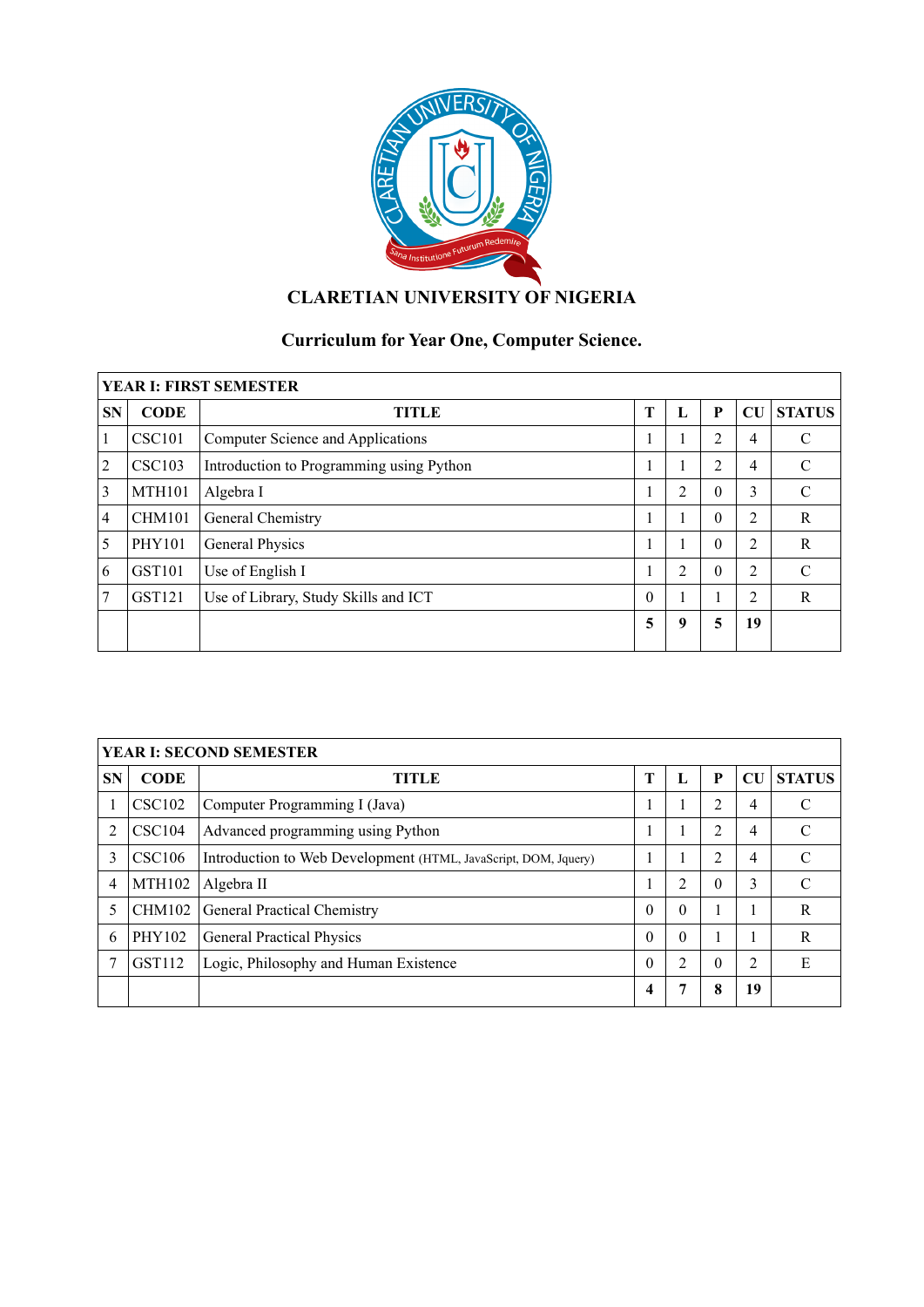# CLARETIAN UNIVERSITY OF NIGERIA

## Curriculum for Year One, Computer Science.

| YEAR I: FIRST SEMESTER | | | | | | | |
|---|---|---|---|---|---|---|---|
| **SN** | **CODE** | **TITLE** | **T** | **L** | **P** | **CU** | **STATUS** |
| 1 | CSC101 | Computer Science and Applications | 1 | 1 | 2 | 4 | C |
| 2 | CSC103 | Introduction to Programming using Python | 1 | 1 | 2 | 4 | C |
| 3 | MTH101 | Algebra I | 1 | 2 | 0 | 3 | C |
| 4 | CHM101 | General Chemistry | 1 | 1 | 0 | 2 | R |
| 5 | PHY101 | General Physics | 1 | 1 | 0 | 2 | R |
| 6 | GST101 | Use of English I | 1 | 2 | 0 | 2 | C |
| 7 | GST121 | Use of Library, Study Skills and ICT | 0 | 1 | 1 | 2 | R |
| | | | **5** | **9** | **5** | **19** | |

| YEAR I: SECOND SEMESTER | | | | | | | |
|---|---|---|---|---|---|---|---|
| **SN** | **CODE** | **TITLE** | **T** | **L** | **P** | **CU** | **STATUS** |
| 1 | CSC102 | Computer Programming I (Java) | 1 | 1 | 2 | 4 | C |
| 2 | CSC104 | Advanced programming using Python | 1 | 1 | 2 | 4 | C |
| 3 | CSC106 | Introduction to Web Development (HTML, JavaScript, DOM, Jquery) | 1 | 1 | 2 | 4 | C |
| 4 | MTH102 | Algebra II | 1 | 2 | 0 | 3 | C |
| 5 | CHM102 | General Practical Chemistry | 0 | 0 | 1 | 1 | R |
| 6 | PHY102 | General Practical Physics | 0 | 0 | 1 | 1 | R |
| 7 | GST112 | Logic, Philosophy and Human Existence | 0 | 2 | 0 | 2 | E |
| | | | **4** | **7** | **8** | **19** | |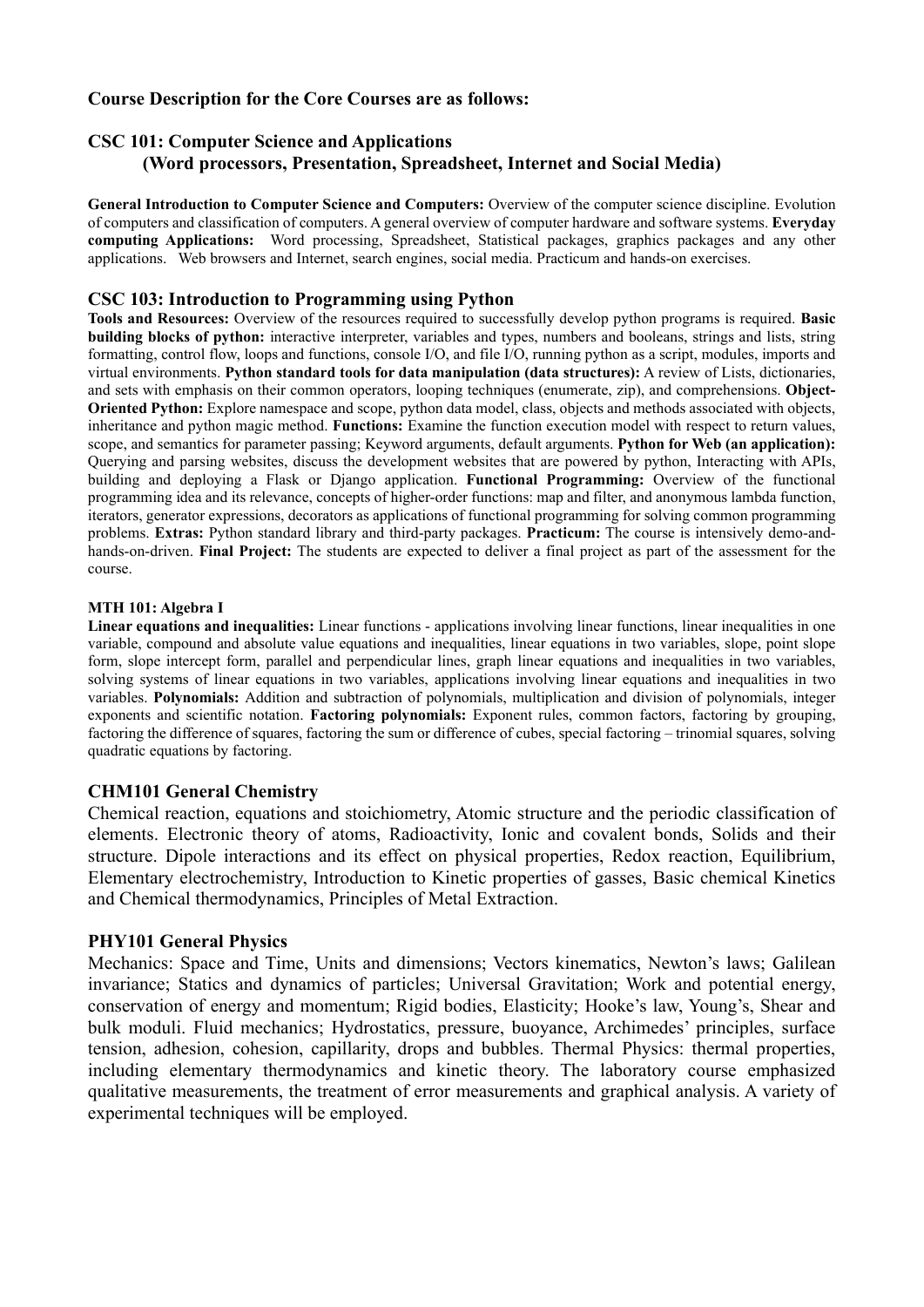**Course Description for the Core Courses are as follows:**

## CSC 101: Computer Science and Applications
### (Word processors, Presentation, Spreadsheet, Internet and Social Media)

**General Introduction to Computer Science and Computers:** Overview of the computer science discipline. Evolution of computers and classification of computers. A general overview of computer hardware and software systems. **Everyday computing Applications:** Word processing, Spreadsheet, Statistical packages, graphics packages and any other applications. Web browsers and Internet, search engines, social media. Practicum and hands-on exercises.

## CSC 103: Introduction to Programming using Python

**Tools and Resources:** Overview of the resources required to successfully develop python programs is required. **Basic building blocks of python:** interactive interpreter, variables and types, numbers and booleans, strings and lists, string formatting, control flow, loops and functions, console I/O, and file I/O, running python as a script, modules, imports and virtual environments. **Python standard tools for data manipulation (data structures):** A review of Lists, dictionaries, and sets with emphasis on their common operators, looping techniques (enumerate, zip), and comprehensions. **Object-Oriented Python:** Explore namespace and scope, python data model, class, objects and methods associated with objects, inheritance and python magic method. **Functions:** Examine the function execution model with respect to return values, scope, and semantics for parameter passing; Keyword arguments, default arguments. **Python for Web (an application):** Querying and parsing websites, discuss the development websites that are powered by python, Interacting with APIs, building and deploying a Flask or Django application. **Functional Programming:** Overview of the functional programming idea and its relevance, concepts of higher-order functions: map and filter, and anonymous lambda function, iterators, generator expressions, decorators as applications of functional programming for solving common programming problems. **Extras:** Python standard library and third-party packages. **Practicum:** The course is intensively demo-and-hands-on-driven. **Final Project:** The students are expected to deliver a final project as part of the assessment for the course.

#### MTH 101: Algebra I

**Linear equations and inequalities:** Linear functions - applications involving linear functions, linear inequalities in one variable, compound and absolute value equations and inequalities, linear equations in two variables, slope, point slope form, slope intercept form, parallel and perpendicular lines, graph linear equations and inequalities in two variables, solving systems of linear equations in two variables, applications involving linear equations and inequalities in two variables. **Polynomials:** Addition and subtraction of polynomials, multiplication and division of polynomials, integer exponents and scientific notation. **Factoring polynomials:** Exponent rules, common factors, factoring by grouping, factoring the difference of squares, factoring the sum or difference of cubes, special factoring – trinomial squares, solving quadratic equations by factoring.

## CHM101 General Chemistry

Chemical reaction, equations and stoichiometry, Atomic structure and the periodic classification of elements. Electronic theory of atoms, Radioactivity, Ionic and covalent bonds, Solids and their structure. Dipole interactions and its effect on physical properties, Redox reaction, Equilibrium, Elementary electrochemistry, Introduction to Kinetic properties of gasses, Basic chemical Kinetics and Chemical thermodynamics, Principles of Metal Extraction.

## PHY101 General Physics

Mechanics: Space and Time, Units and dimensions; Vectors kinematics, Newton's laws; Galilean invariance; Statics and dynamics of particles; Universal Gravitation; Work and potential energy, conservation of energy and momentum; Rigid bodies, Elasticity; Hooke's law, Young's, Shear and bulk moduli. Fluid mechanics; Hydrostatics, pressure, buoyance, Archimedes' principles, surface tension, adhesion, cohesion, capillarity, drops and bubbles. Thermal Physics: thermal properties, including elementary thermodynamics and kinetic theory. The laboratory course emphasized qualitative measurements, the treatment of error measurements and graphical analysis. A variety of experimental techniques will be employed.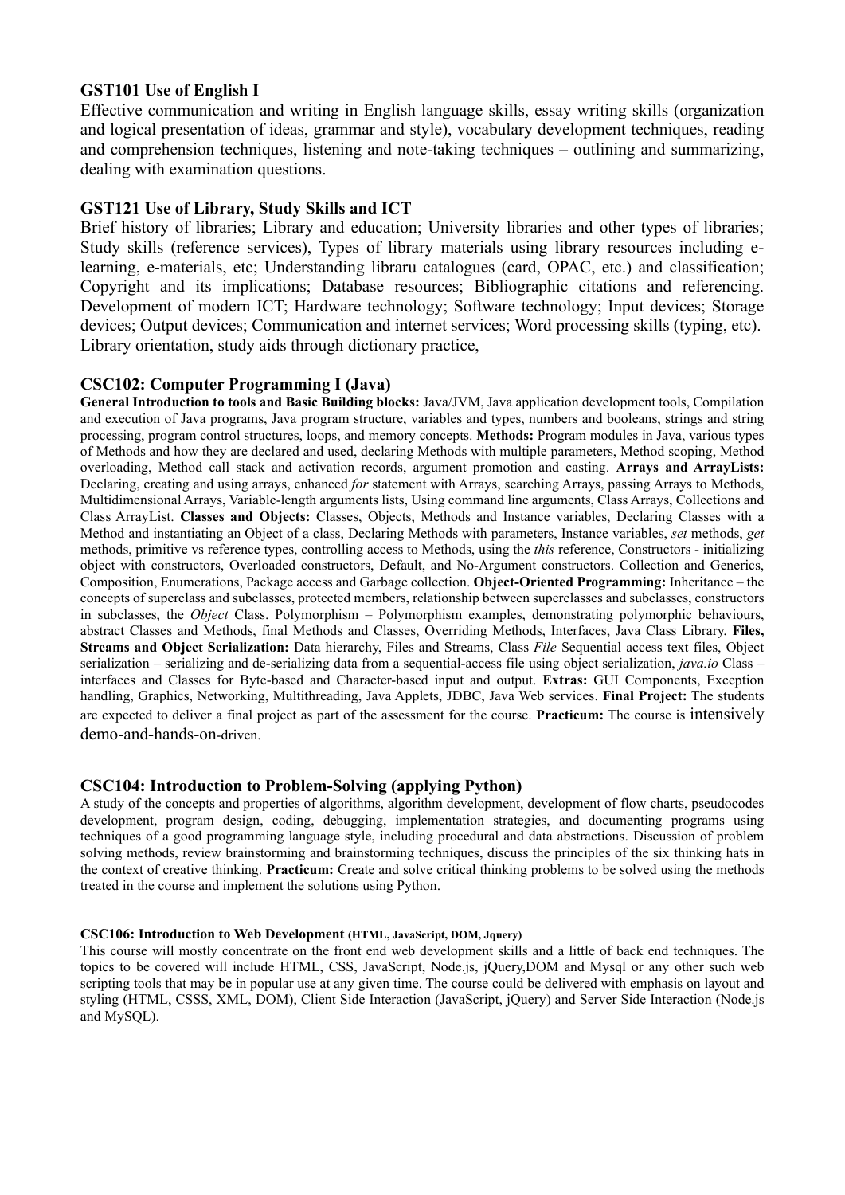### GST101 Use of English I

Effective communication and writing in English language skills, essay writing skills (organization and logical presentation of ideas, grammar and style), vocabulary development techniques, reading and comprehension techniques, listening and note-taking techniques – outlining and summarizing, dealing with examination questions.

### GST121 Use of Library, Study Skills and ICT

Brief history of libraries; Library and education; University libraries and other types of libraries; Study skills (reference services), Types of library materials using library resources including e-learning, e-materials, etc; Understanding libraru catalogues (card, OPAC, etc.) and classification; Copyright and its implications; Database resources; Bibliographic citations and referencing. Development of modern ICT; Hardware technology; Software technology; Input devices; Storage devices; Output devices; Communication and internet services; Word processing skills (typing, etc). Library orientation, study aids through dictionary practice,

### CSC102: Computer Programming I (Java)

**General Introduction to tools and Basic Building blocks:** Java/JVM, Java application development tools, Compilation and execution of Java programs, Java program structure, variables and types, numbers and booleans, strings and string processing, program control structures, loops, and memory concepts. **Methods:** Program modules in Java, various types of Methods and how they are declared and used, declaring Methods with multiple parameters, Method scoping, Method overloading, Method call stack and activation records, argument promotion and casting. **Arrays and ArrayLists:** Declaring, creating and using arrays, enhanced *for* statement with Arrays, searching Arrays, passing Arrays to Methods, Multidimensional Arrays, Variable-length arguments lists, Using command line arguments, Class Arrays, Collections and Class ArrayList. **Classes and Objects:** Classes, Objects, Methods and Instance variables, Declaring Classes with a Method and instantiating an Object of a class, Declaring Methods with parameters, Instance variables, *set* methods, *get* methods, primitive vs reference types, controlling access to Methods, using the *this* reference, Constructors - initializing object with constructors, Overloaded constructors, Default, and No-Argument constructors. Collection and Generics, Composition, Enumerations, Package access and Garbage collection. **Object-Oriented Programming:** Inheritance – the concepts of superclass and subclasses, protected members, relationship between superclasses and subclasses, constructors in subclasses, the *Object* Class. Polymorphism – Polymorphism examples, demonstrating polymorphic behaviours, abstract Classes and Methods, final Methods and Classes, Overriding Methods, Interfaces, Java Class Library. **Files, Streams and Object Serialization:** Data hierarchy, Files and Streams, Class *File* Sequential access text files, Object serialization – serializing and de-serializing data from a sequential-access file using object serialization, *java.io* Class – interfaces and Classes for Byte-based and Character-based input and output. **Extras:** GUI Components, Exception handling, Graphics, Networking, Multithreading, Java Applets, JDBC, Java Web services. **Final Project:** The students are expected to deliver a final project as part of the assessment for the course. **Practicum:** The course is intensively demo-and-hands-on-driven.

### CSC104: Introduction to Problem-Solving (applying Python)

A study of the concepts and properties of algorithms, algorithm development, development of flow charts, pseudocodes development, program design, coding, debugging, implementation strategies, and documenting programs using techniques of a good programming language style, including procedural and data abstractions. Discussion of problem solving methods, review brainstorming and brainstorming techniques, discuss the principles of the six thinking hats in the context of creative thinking. **Practicum:** Create and solve critical thinking problems to be solved using the methods treated in the course and implement the solutions using Python.

#### CSC106: Introduction to Web Development (HTML, JavaScript, DOM, Jquery)

This course will mostly concentrate on the front end web development skills and a little of back end techniques. The topics to be covered will include HTML, CSS, JavaScript, Node.js, jQuery,DOM and Mysql or any other such web scripting tools that may be in popular use at any given time. The course could be delivered with emphasis on layout and styling (HTML, CSSS, XML, DOM), Client Side Interaction (JavaScript, jQuery) and Server Side Interaction (Node.js and MySQL).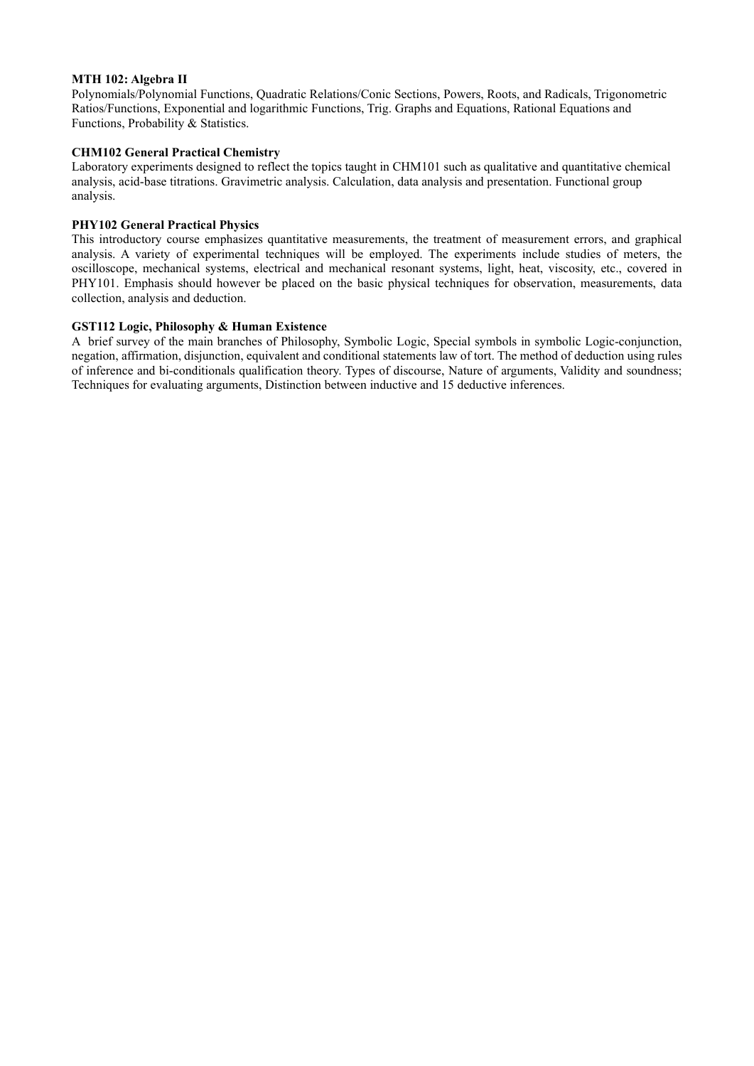**MTH 102: Algebra II**

Polynomials/Polynomial Functions, Quadratic Relations/Conic Sections, Powers, Roots, and Radicals, Trigonometric Ratios/Functions, Exponential and logarithmic Functions, Trig. Graphs and Equations, Rational Equations and Functions, Probability & Statistics.

**CHM102 General Practical Chemistry**

Laboratory experiments designed to reflect the topics taught in CHM101 such as qualitative and quantitative chemical analysis, acid-base titrations. Gravimetric analysis. Calculation, data analysis and presentation. Functional group analysis.

**PHY102 General Practical Physics**

This introductory course emphasizes quantitative measurements, the treatment of measurement errors, and graphical analysis. A variety of experimental techniques will be employed. The experiments include studies of meters, the oscilloscope, mechanical systems, electrical and mechanical resonant systems, light, heat, viscosity, etc., covered in PHY101. Emphasis should however be placed on the basic physical techniques for observation, measurements, data collection, analysis and deduction.

**GST112 Logic, Philosophy & Human Existence**

A brief survey of the main branches of Philosophy, Symbolic Logic, Special symbols in symbolic Logic-conjunction, negation, affirmation, disjunction, equivalent and conditional statements law of tort. The method of deduction using rules of inference and bi-conditionals qualification theory. Types of discourse, Nature of arguments, Validity and soundness; Techniques for evaluating arguments, Distinction between inductive and 15 deductive inferences.